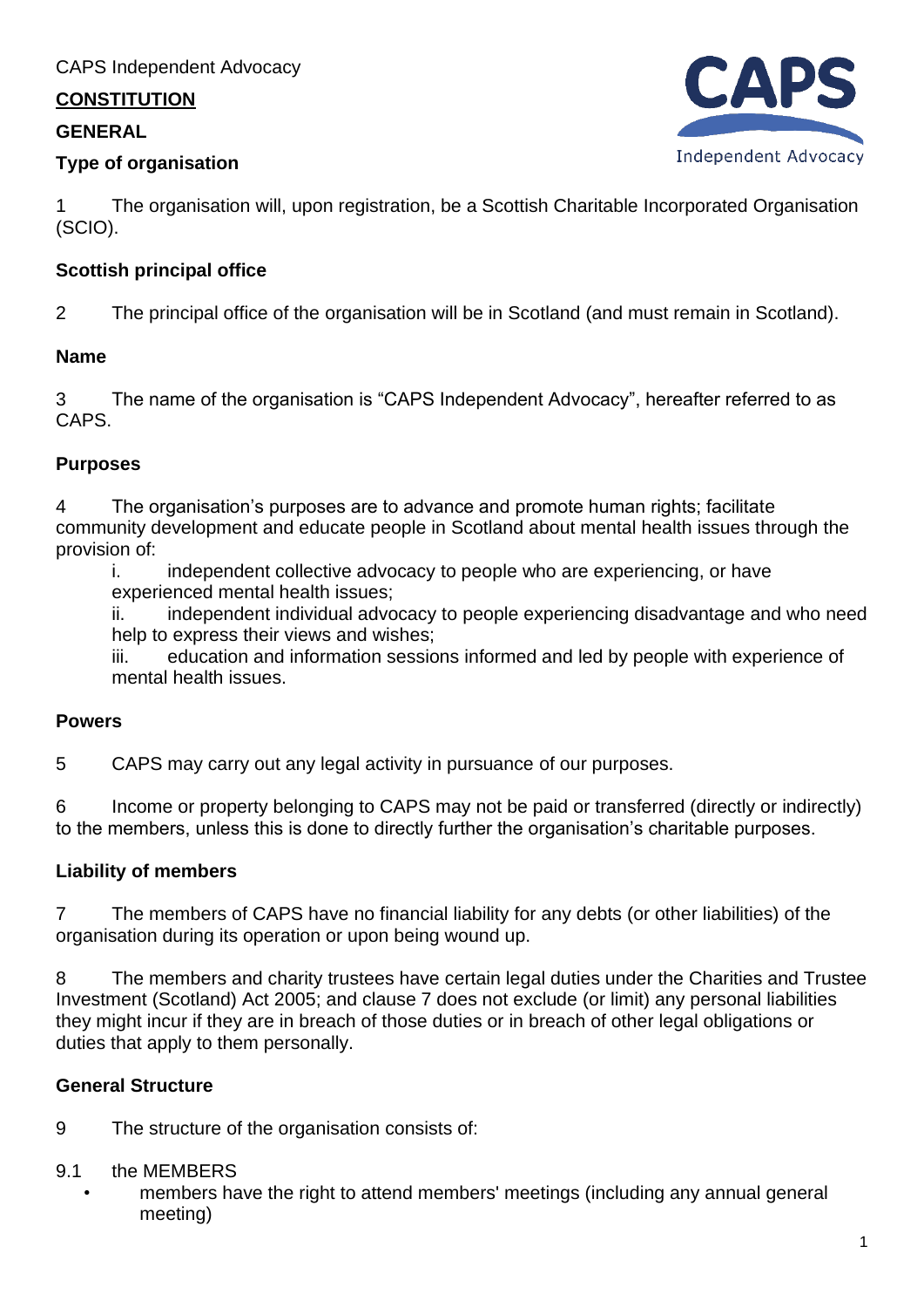CAPS Independent Advocacy

# CONSTITUTION

## GENERAL

### Type of organisation

1 The organisation will, upon registration, be a Scottish Charitable Incorporated Organisation (SCIO).

### Scottish principal office

2 The principal office of the organisation will be in Scotland (and must remain in Scotland).

### Name

3 The name of the organisation is "CAPS Independent Advocacy", hereafter referred to as CAPS.

### Purposes

4 The organisation's purposes are to advance and promote human rights; facilitate community development and educate people in Scotland about mental health issues through the provision of:

- i. independent collective advocacy to people who are experiencing, or have experienced mental health issues;
- ii. independent individual advocacy to people experiencing disadvantage and who need help to express their views and wishes;
- iii. education and information sessions informed and led by people with experience of mental health issues.

### Powers

5 CAPS may carry out any legal activity in pursuance of our purposes.

6 Income or property belonging to CAPS may not be paid or transferred (directly or indirectly) to the members, unless this is done to directly further the organisation's charitable purposes.

### Liability of members

7 The members of CAPS have no financial liability for any debts (or other liabilities) of the organisation during its operation or upon being wound up.

8 The members and charity trustees have certain legal duties under the Charities and Trustee Investment (Scotland) Act 2005; and clause 7 does not exclude (or limit) any personal liabilities they might incur if they are in breach of those duties or in breach of other legal obligations or duties that apply to them personally.

### General Structure

9 The structure of the organisation consists of:

9.1 the MEMBERS

- members have the right to attend members' meetings (including any annual general meeting)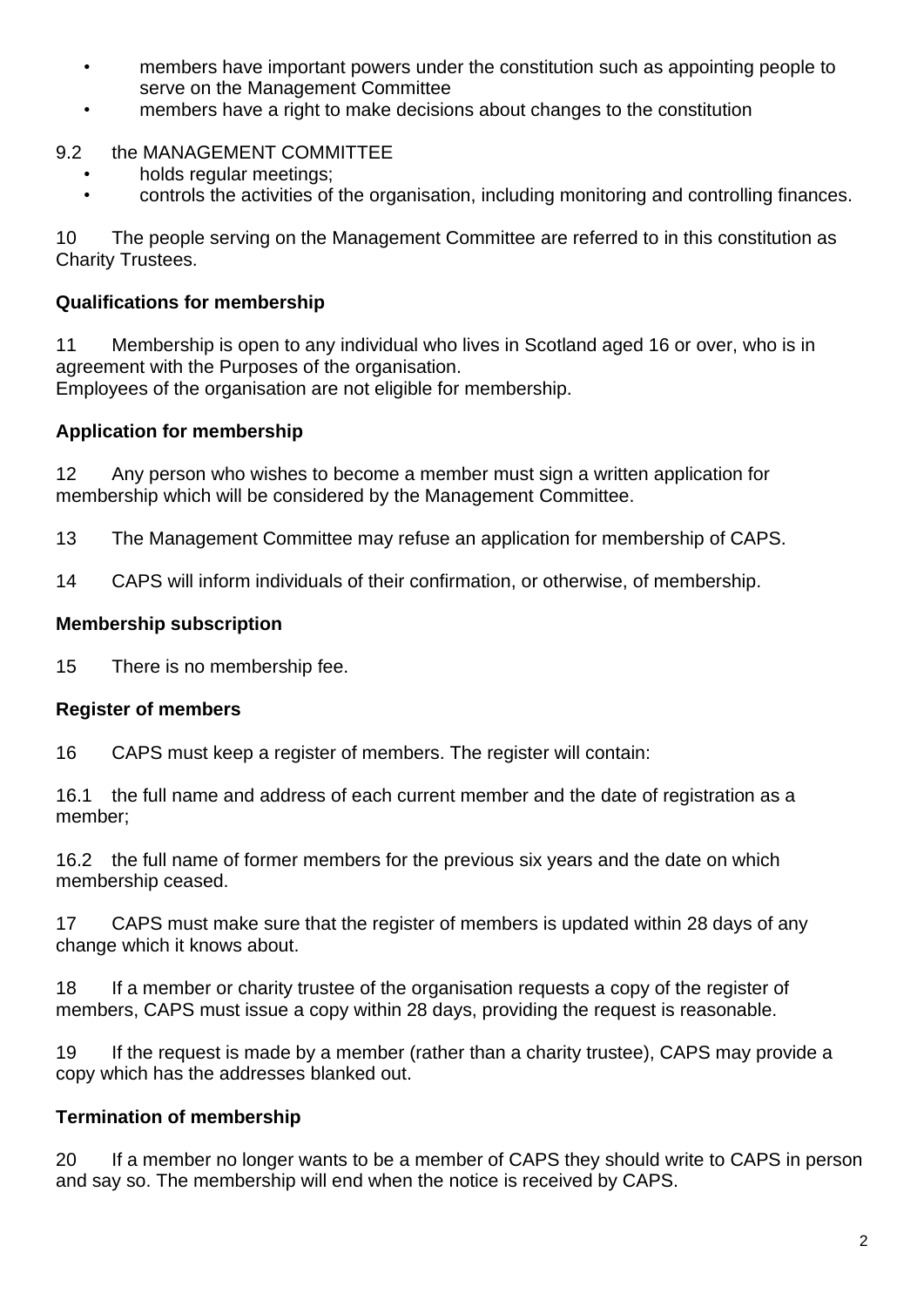- members have important powers under the constitution such as appointing people to serve on the Management Committee
- members have a right to make decisions about changes to the constitution

9.2 the MANAGEMENT COMMITTEE
- holds regular meetings;
- controls the activities of the organisation, including monitoring and controlling finances.

10 The people serving on the Management Committee are referred to in this constitution as Charity Trustees.

**Qualifications for membership**

11 Membership is open to any individual who lives in Scotland aged 16 or over, who is in agreement with the Purposes of the organisation.
Employees of the organisation are not eligible for membership.

**Application for membership**

12 Any person who wishes to become a member must sign a written application for membership which will be considered by the Management Committee.

13 The Management Committee may refuse an application for membership of CAPS.

14 CAPS will inform individuals of their confirmation, or otherwise, of membership.

**Membership subscription**

15 There is no membership fee.

**Register of members**

16 CAPS must keep a register of members. The register will contain:

16.1 the full name and address of each current member and the date of registration as a member;

16.2 the full name of former members for the previous six years and the date on which membership ceased.

17 CAPS must make sure that the register of members is updated within 28 days of any change which it knows about.

18 If a member or charity trustee of the organisation requests a copy of the register of members, CAPS must issue a copy within 28 days, providing the request is reasonable.

19 If the request is made by a member (rather than a charity trustee), CAPS may provide a copy which has the addresses blanked out.

**Termination of membership**

20 If a member no longer wants to be a member of CAPS they should write to CAPS in person and say so. The membership will end when the notice is received by CAPS.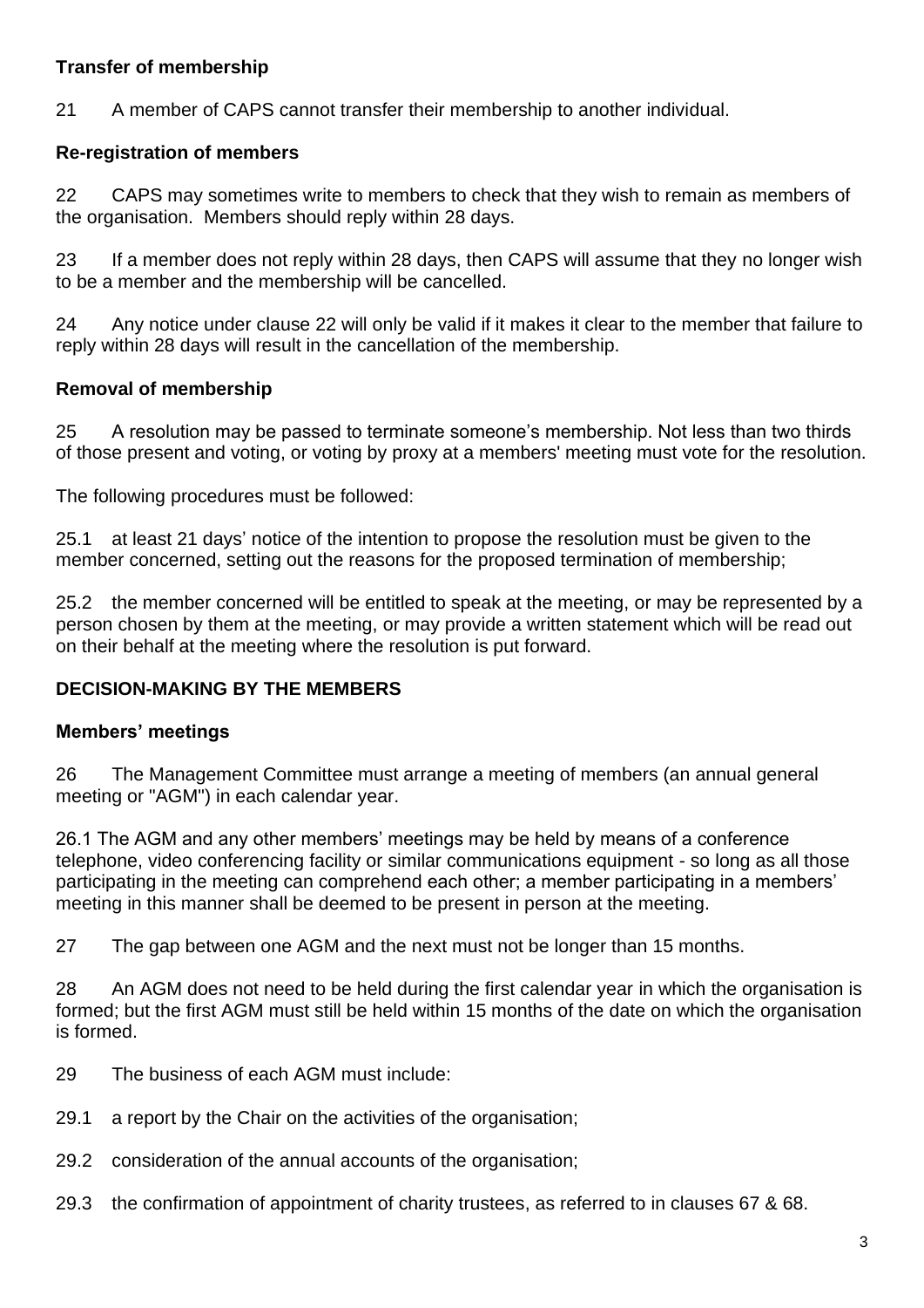**Transfer of membership**

21 A member of CAPS cannot transfer their membership to another individual.

**Re-registration of members**

22 CAPS may sometimes write to members to check that they wish to remain as members of the organisation. Members should reply within 28 days.

23 If a member does not reply within 28 days, then CAPS will assume that they no longer wish to be a member and the membership will be cancelled.

24 Any notice under clause 22 will only be valid if it makes it clear to the member that failure to reply within 28 days will result in the cancellation of the membership.

**Removal of membership**

25 A resolution may be passed to terminate someone's membership. Not less than two thirds of those present and voting, or voting by proxy at a members' meeting must vote for the resolution.

The following procedures must be followed:

25.1 at least 21 days' notice of the intention to propose the resolution must be given to the member concerned, setting out the reasons for the proposed termination of membership;

25.2 the member concerned will be entitled to speak at the meeting, or may be represented by a person chosen by them at the meeting, or may provide a written statement which will be read out on their behalf at the meeting where the resolution is put forward.

**DECISION-MAKING BY THE MEMBERS**

**Members' meetings**

26 The Management Committee must arrange a meeting of members (an annual general meeting or "AGM") in each calendar year.

26.1 The AGM and any other members' meetings may be held by means of a conference telephone, video conferencing facility or similar communications equipment - so long as all those participating in the meeting can comprehend each other; a member participating in a members' meeting in this manner shall be deemed to be present in person at the meeting.

27 The gap between one AGM and the next must not be longer than 15 months.

28 An AGM does not need to be held during the first calendar year in which the organisation is formed; but the first AGM must still be held within 15 months of the date on which the organisation is formed.

29 The business of each AGM must include:

29.1 a report by the Chair on the activities of the organisation;

29.2 consideration of the annual accounts of the organisation;

29.3 the confirmation of appointment of charity trustees, as referred to in clauses 67 & 68.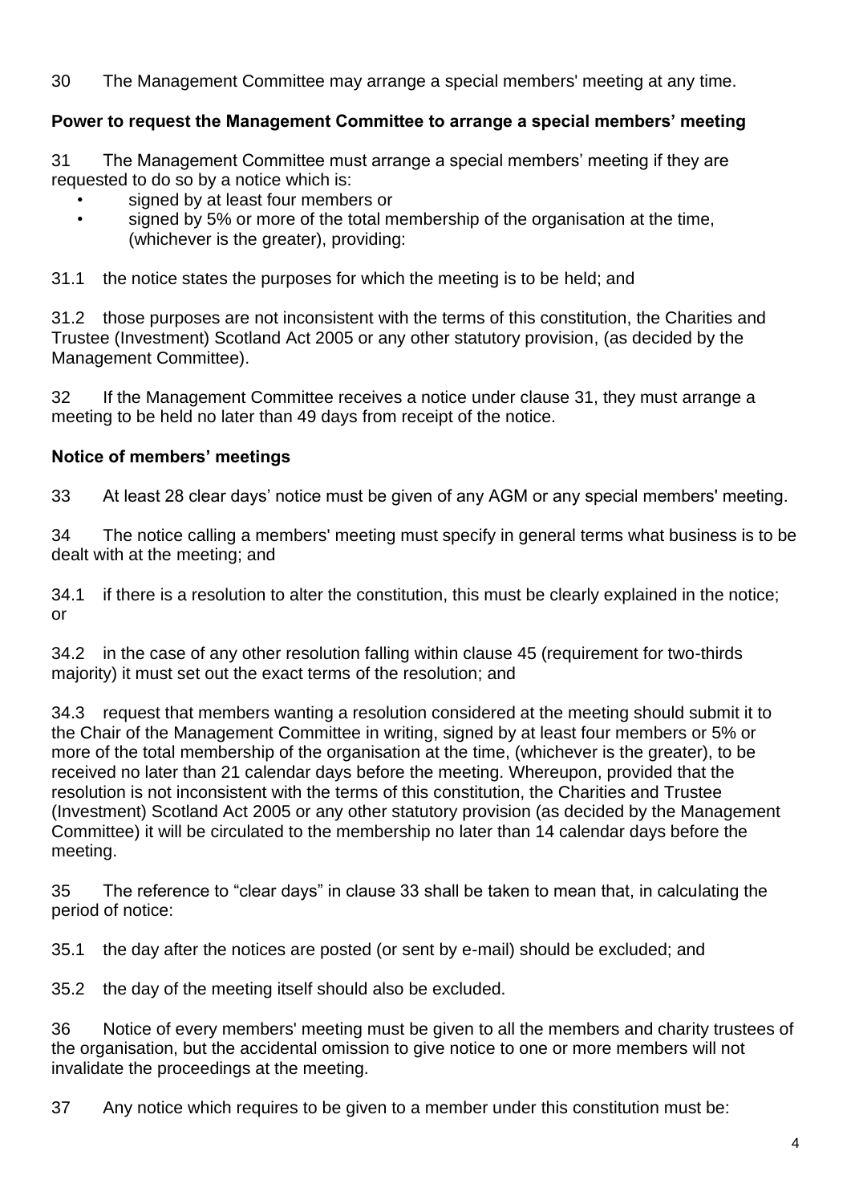30 The Management Committee may arrange a special members' meeting at any time.

**Power to request the Management Committee to arrange a special members' meeting**

31 The Management Committee must arrange a special members' meeting if they are requested to do so by a notice which is:

- signed by at least four members or
- signed by 5% or more of the total membership of the organisation at the time, (whichever is the greater), providing:

31.1 the notice states the purposes for which the meeting is to be held; and

31.2 those purposes are not inconsistent with the terms of this constitution, the Charities and Trustee (Investment) Scotland Act 2005 or any other statutory provision, (as decided by the Management Committee).

32 If the Management Committee receives a notice under clause 31, they must arrange a meeting to be held no later than 49 days from receipt of the notice.

**Notice of members' meetings**

33 At least 28 clear days' notice must be given of any AGM or any special members' meeting.

34 The notice calling a members' meeting must specify in general terms what business is to be dealt with at the meeting; and

34.1 if there is a resolution to alter the constitution, this must be clearly explained in the notice; or

34.2 in the case of any other resolution falling within clause 45 (requirement for two-thirds majority) it must set out the exact terms of the resolution; and

34.3 request that members wanting a resolution considered at the meeting should submit it to the Chair of the Management Committee in writing, signed by at least four members or 5% or more of the total membership of the organisation at the time, (whichever is the greater), to be received no later than 21 calendar days before the meeting. Whereupon, provided that the resolution is not inconsistent with the terms of this constitution, the Charities and Trustee (Investment) Scotland Act 2005 or any other statutory provision (as decided by the Management Committee) it will be circulated to the membership no later than 14 calendar days before the meeting.

35 The reference to "clear days" in clause 33 shall be taken to mean that, in calculating the period of notice:

35.1 the day after the notices are posted (or sent by e-mail) should be excluded; and

35.2 the day of the meeting itself should also be excluded.

36 Notice of every members' meeting must be given to all the members and charity trustees of the organisation, but the accidental omission to give notice to one or more members will not invalidate the proceedings at the meeting.

37 Any notice which requires to be given to a member under this constitution must be: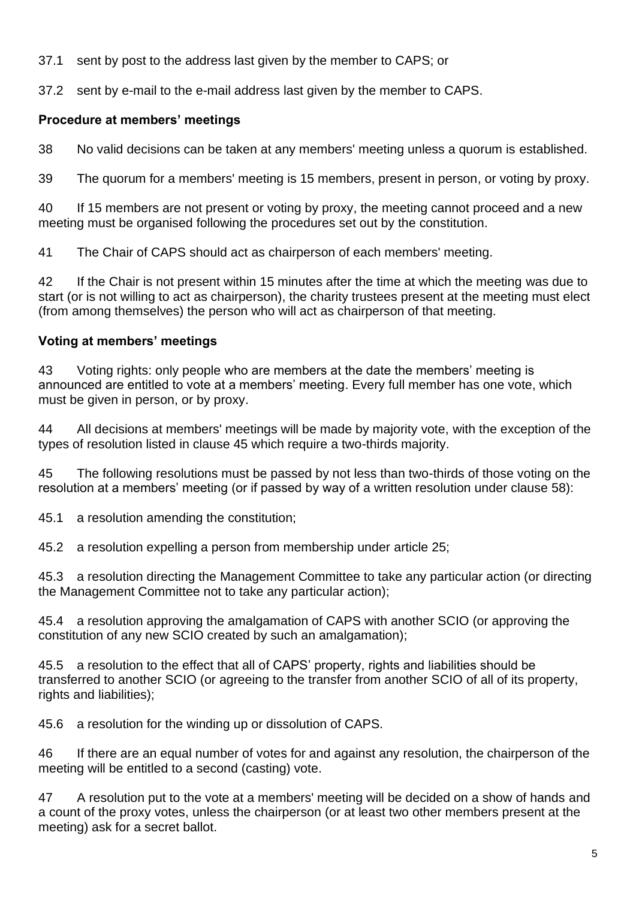37.1 sent by post to the address last given by the member to CAPS; or

37.2 sent by e-mail to the e-mail address last given by the member to CAPS.

**Procedure at members' meetings**

38 No valid decisions can be taken at any members' meeting unless a quorum is established.

39 The quorum for a members' meeting is 15 members, present in person, or voting by proxy.

40 If 15 members are not present or voting by proxy, the meeting cannot proceed and a new meeting must be organised following the procedures set out by the constitution.

41 The Chair of CAPS should act as chairperson of each members' meeting.

42 If the Chair is not present within 15 minutes after the time at which the meeting was due to start (or is not willing to act as chairperson), the charity trustees present at the meeting must elect (from among themselves) the person who will act as chairperson of that meeting.

**Voting at members' meetings**

43 Voting rights: only people who are members at the date the members' meeting is announced are entitled to vote at a members' meeting. Every full member has one vote, which must be given in person, or by proxy.

44 All decisions at members' meetings will be made by majority vote, with the exception of the types of resolution listed in clause 45 which require a two-thirds majority.

45 The following resolutions must be passed by not less than two-thirds of those voting on the resolution at a members' meeting (or if passed by way of a written resolution under clause 58):

45.1 a resolution amending the constitution;

45.2 a resolution expelling a person from membership under article 25;

45.3 a resolution directing the Management Committee to take any particular action (or directing the Management Committee not to take any particular action);

45.4 a resolution approving the amalgamation of CAPS with another SCIO (or approving the constitution of any new SCIO created by such an amalgamation);

45.5 a resolution to the effect that all of CAPS' property, rights and liabilities should be transferred to another SCIO (or agreeing to the transfer from another SCIO of all of its property, rights and liabilities);

45.6 a resolution for the winding up or dissolution of CAPS.

46 If there are an equal number of votes for and against any resolution, the chairperson of the meeting will be entitled to a second (casting) vote.

47 A resolution put to the vote at a members' meeting will be decided on a show of hands and a count of the proxy votes, unless the chairperson (or at least two other members present at the meeting) ask for a secret ballot.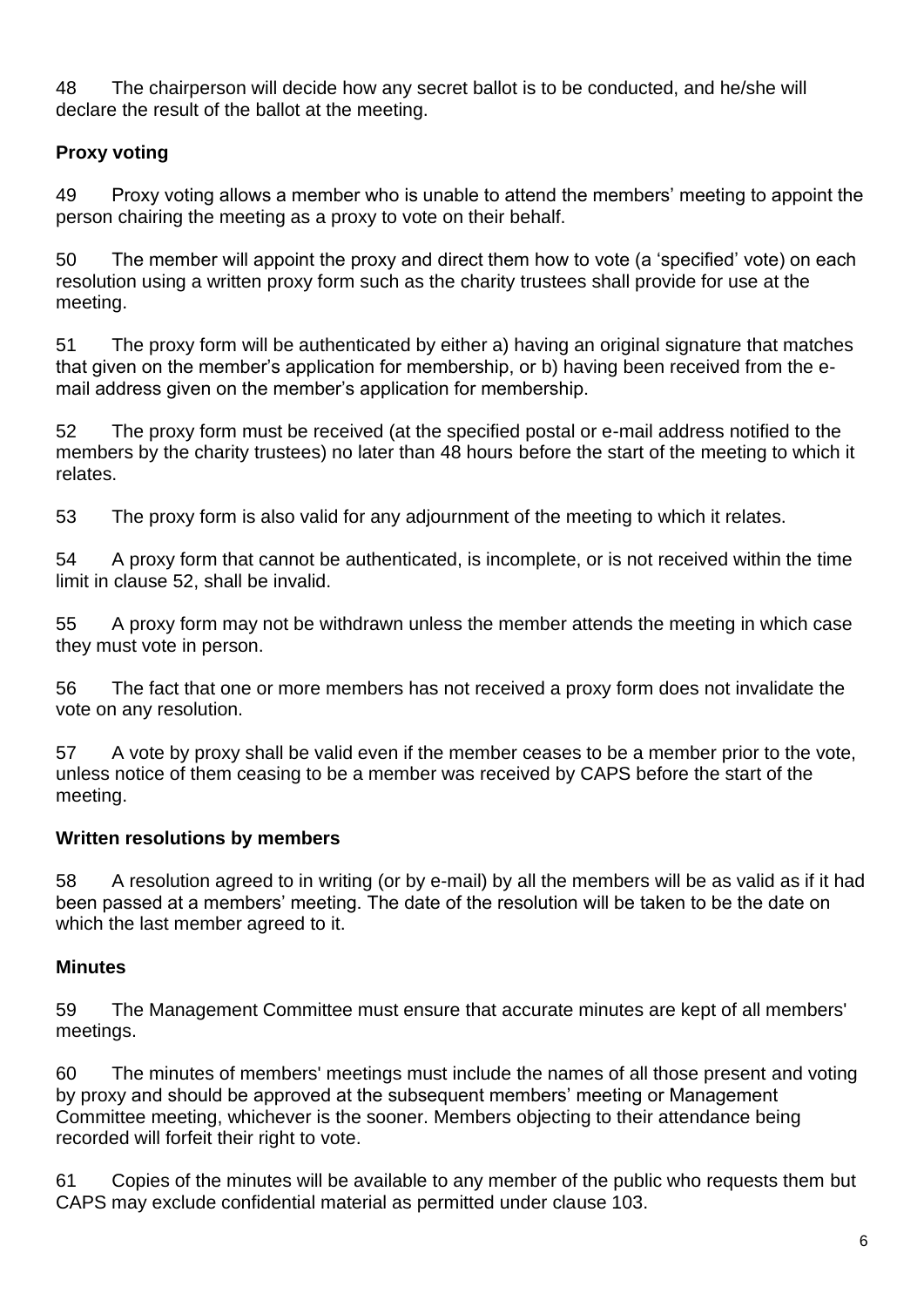48 The chairperson will decide how any secret ballot is to be conducted, and he/she will declare the result of the ballot at the meeting.

**Proxy voting**

49 Proxy voting allows a member who is unable to attend the members' meeting to appoint the person chairing the meeting as a proxy to vote on their behalf.

50 The member will appoint the proxy and direct them how to vote (a 'specified' vote) on each resolution using a written proxy form such as the charity trustees shall provide for use at the meeting.

51 The proxy form will be authenticated by either a) having an original signature that matches that given on the member's application for membership, or b) having been received from the e-mail address given on the member's application for membership.

52 The proxy form must be received (at the specified postal or e-mail address notified to the members by the charity trustees) no later than 48 hours before the start of the meeting to which it relates.

53 The proxy form is also valid for any adjournment of the meeting to which it relates.

54 A proxy form that cannot be authenticated, is incomplete, or is not received within the time limit in clause 52, shall be invalid.

55 A proxy form may not be withdrawn unless the member attends the meeting in which case they must vote in person.

56 The fact that one or more members has not received a proxy form does not invalidate the vote on any resolution.

57 A vote by proxy shall be valid even if the member ceases to be a member prior to the vote, unless notice of them ceasing to be a member was received by CAPS before the start of the meeting.

**Written resolutions by members**

58 A resolution agreed to in writing (or by e-mail) by all the members will be as valid as if it had been passed at a members' meeting. The date of the resolution will be taken to be the date on which the last member agreed to it.

**Minutes**

59 The Management Committee must ensure that accurate minutes are kept of all members' meetings.

60 The minutes of members' meetings must include the names of all those present and voting by proxy and should be approved at the subsequent members' meeting or Management Committee meeting, whichever is the sooner. Members objecting to their attendance being recorded will forfeit their right to vote.

61 Copies of the minutes will be available to any member of the public who requests them but CAPS may exclude confidential material as permitted under clause 103.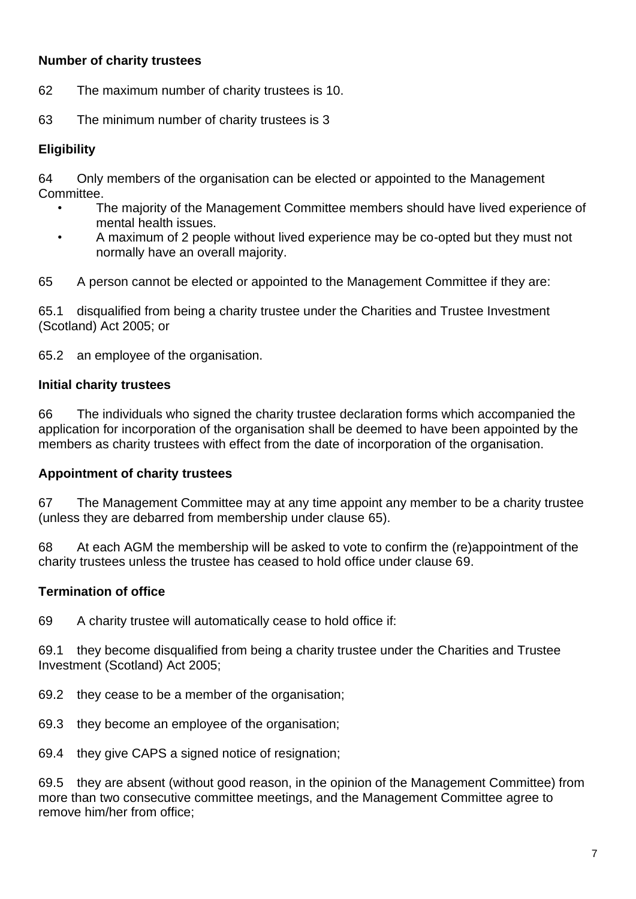**Number of charity trustees**

62 The maximum number of charity trustees is 10.

63 The minimum number of charity trustees is 3

**Eligibility**

64 Only members of the organisation can be elected or appointed to the Management Committee.

- The majority of the Management Committee members should have lived experience of mental health issues.
- A maximum of 2 people without lived experience may be co-opted but they must not normally have an overall majority.

65 A person cannot be elected or appointed to the Management Committee if they are:

65.1 disqualified from being a charity trustee under the Charities and Trustee Investment (Scotland) Act 2005; or

65.2 an employee of the organisation.

**Initial charity trustees**

66 The individuals who signed the charity trustee declaration forms which accompanied the application for incorporation of the organisation shall be deemed to have been appointed by the members as charity trustees with effect from the date of incorporation of the organisation.

**Appointment of charity trustees**

67 The Management Committee may at any time appoint any member to be a charity trustee (unless they are debarred from membership under clause 65).

68 At each AGM the membership will be asked to vote to confirm the (re)appointment of the charity trustees unless the trustee has ceased to hold office under clause 69.

**Termination of office**

69 A charity trustee will automatically cease to hold office if:

69.1 they become disqualified from being a charity trustee under the Charities and Trustee Investment (Scotland) Act 2005;

69.2 they cease to be a member of the organisation;

69.3 they become an employee of the organisation;

69.4 they give CAPS a signed notice of resignation;

69.5 they are absent (without good reason, in the opinion of the Management Committee) from more than two consecutive committee meetings, and the Management Committee agree to remove him/her from office;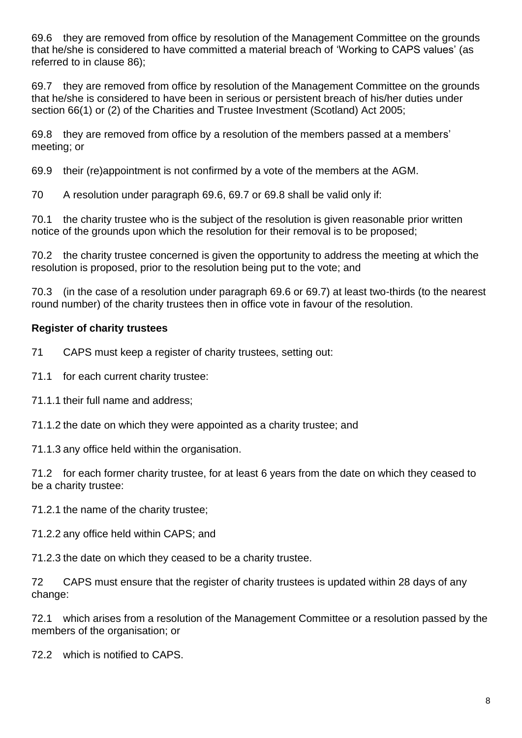69.6 they are removed from office by resolution of the Management Committee on the grounds that he/she is considered to have committed a material breach of 'Working to CAPS values' (as referred to in clause 86);

69.7 they are removed from office by resolution of the Management Committee on the grounds that he/she is considered to have been in serious or persistent breach of his/her duties under section 66(1) or (2) of the Charities and Trustee Investment (Scotland) Act 2005;

69.8 they are removed from office by a resolution of the members passed at a members' meeting; or

69.9 their (re)appointment is not confirmed by a vote of the members at the AGM.

70 A resolution under paragraph 69.6, 69.7 or 69.8 shall be valid only if:

70.1 the charity trustee who is the subject of the resolution is given reasonable prior written notice of the grounds upon which the resolution for their removal is to be proposed;

70.2 the charity trustee concerned is given the opportunity to address the meeting at which the resolution is proposed, prior to the resolution being put to the vote; and

70.3 (in the case of a resolution under paragraph 69.6 or 69.7) at least two-thirds (to the nearest round number) of the charity trustees then in office vote in favour of the resolution.

**Register of charity trustees**

71 CAPS must keep a register of charity trustees, setting out:

71.1 for each current charity trustee:

71.1.1 their full name and address;

71.1.2 the date on which they were appointed as a charity trustee; and

71.1.3 any office held within the organisation.

71.2 for each former charity trustee, for at least 6 years from the date on which they ceased to be a charity trustee:

71.2.1 the name of the charity trustee;

71.2.2 any office held within CAPS; and

71.2.3 the date on which they ceased to be a charity trustee.

72 CAPS must ensure that the register of charity trustees is updated within 28 days of any change:

72.1 which arises from a resolution of the Management Committee or a resolution passed by the members of the organisation; or

72.2 which is notified to CAPS.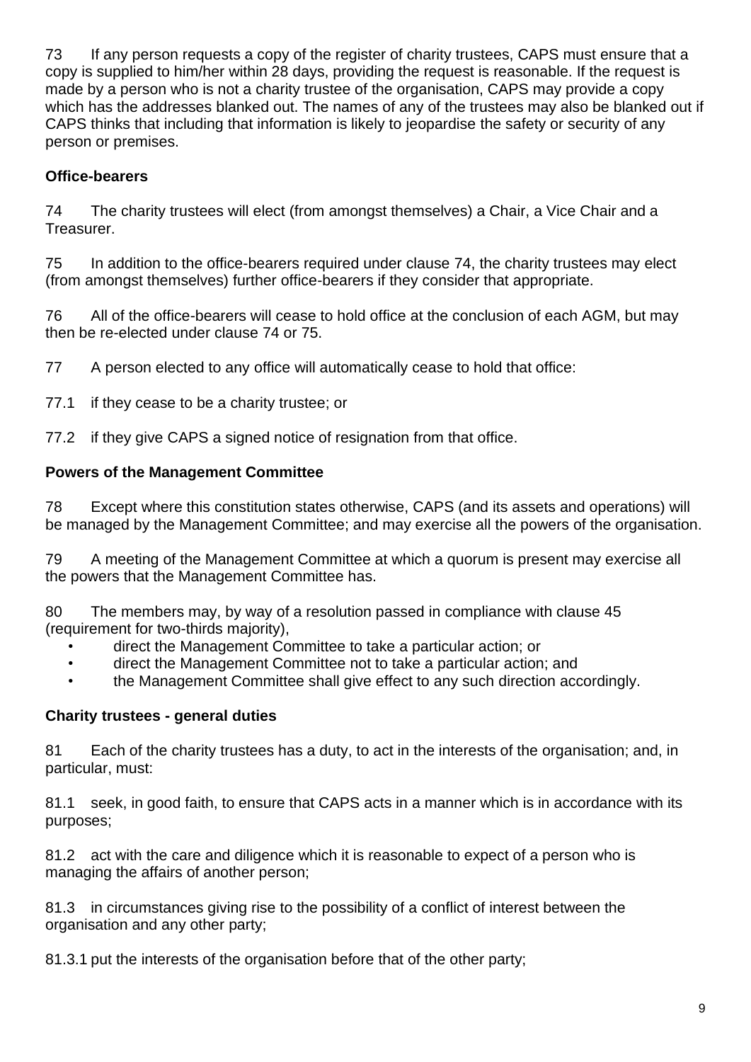73 If any person requests a copy of the register of charity trustees, CAPS must ensure that a copy is supplied to him/her within 28 days, providing the request is reasonable. If the request is made by a person who is not a charity trustee of the organisation, CAPS may provide a copy which has the addresses blanked out. The names of any of the trustees may also be blanked out if CAPS thinks that including that information is likely to jeopardise the safety or security of any person or premises.

**Office-bearers**

74 The charity trustees will elect (from amongst themselves) a Chair, a Vice Chair and a Treasurer.

75 In addition to the office-bearers required under clause 74, the charity trustees may elect (from amongst themselves) further office-bearers if they consider that appropriate.

76 All of the office-bearers will cease to hold office at the conclusion of each AGM, but may then be re-elected under clause 74 or 75.

77 A person elected to any office will automatically cease to hold that office:

77.1 if they cease to be a charity trustee; or

77.2 if they give CAPS a signed notice of resignation from that office.

**Powers of the Management Committee**

78 Except where this constitution states otherwise, CAPS (and its assets and operations) will be managed by the Management Committee; and may exercise all the powers of the organisation.

79 A meeting of the Management Committee at which a quorum is present may exercise all the powers that the Management Committee has.

80 The members may, by way of a resolution passed in compliance with clause 45 (requirement for two-thirds majority),

- direct the Management Committee to take a particular action; or
- direct the Management Committee not to take a particular action; and
- the Management Committee shall give effect to any such direction accordingly.

**Charity trustees - general duties**

81 Each of the charity trustees has a duty, to act in the interests of the organisation; and, in particular, must:

81.1 seek, in good faith, to ensure that CAPS acts in a manner which is in accordance with its purposes;

81.2 act with the care and diligence which it is reasonable to expect of a person who is managing the affairs of another person;

81.3 in circumstances giving rise to the possibility of a conflict of interest between the organisation and any other party;

81.3.1 put the interests of the organisation before that of the other party;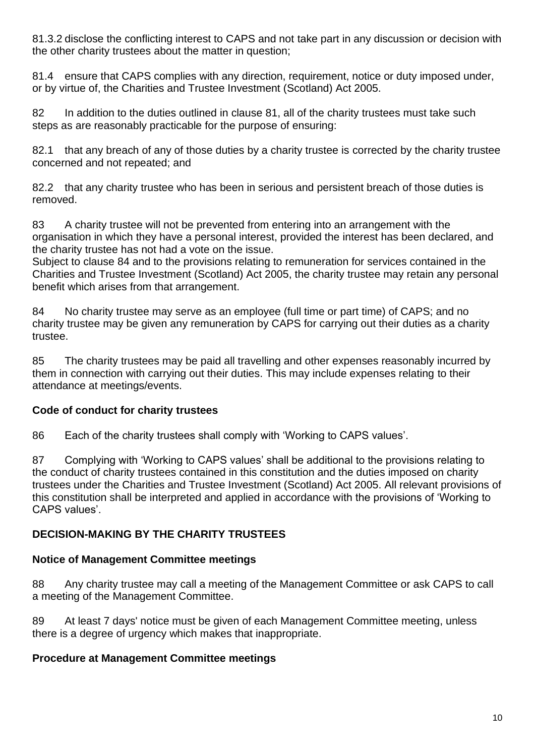81.3.2 disclose the conflicting interest to CAPS and not take part in any discussion or decision with the other charity trustees about the matter in question;

81.4 ensure that CAPS complies with any direction, requirement, notice or duty imposed under, or by virtue of, the Charities and Trustee Investment (Scotland) Act 2005.

82 In addition to the duties outlined in clause 81, all of the charity trustees must take such steps as are reasonably practicable for the purpose of ensuring:

82.1 that any breach of any of those duties by a charity trustee is corrected by the charity trustee concerned and not repeated; and

82.2 that any charity trustee who has been in serious and persistent breach of those duties is removed.

83 A charity trustee will not be prevented from entering into an arrangement with the organisation in which they have a personal interest, provided the interest has been declared, and the charity trustee has not had a vote on the issue.
Subject to clause 84 and to the provisions relating to remuneration for services contained in the Charities and Trustee Investment (Scotland) Act 2005, the charity trustee may retain any personal benefit which arises from that arrangement.

84 No charity trustee may serve as an employee (full time or part time) of CAPS; and no charity trustee may be given any remuneration by CAPS for carrying out their duties as a charity trustee.

85 The charity trustees may be paid all travelling and other expenses reasonably incurred by them in connection with carrying out their duties. This may include expenses relating to their attendance at meetings/events.

**Code of conduct for charity trustees**

86 Each of the charity trustees shall comply with 'Working to CAPS values'.

87 Complying with 'Working to CAPS values' shall be additional to the provisions relating to the conduct of charity trustees contained in this constitution and the duties imposed on charity trustees under the Charities and Trustee Investment (Scotland) Act 2005. All relevant provisions of this constitution shall be interpreted and applied in accordance with the provisions of 'Working to CAPS values'.

## DECISION-MAKING BY THE CHARITY TRUSTEES

**Notice of Management Committee meetings**

88 Any charity trustee may call a meeting of the Management Committee or ask CAPS to call a meeting of the Management Committee.

89 At least 7 days' notice must be given of each Management Committee meeting, unless there is a degree of urgency which makes that inappropriate.

**Procedure at Management Committee meetings**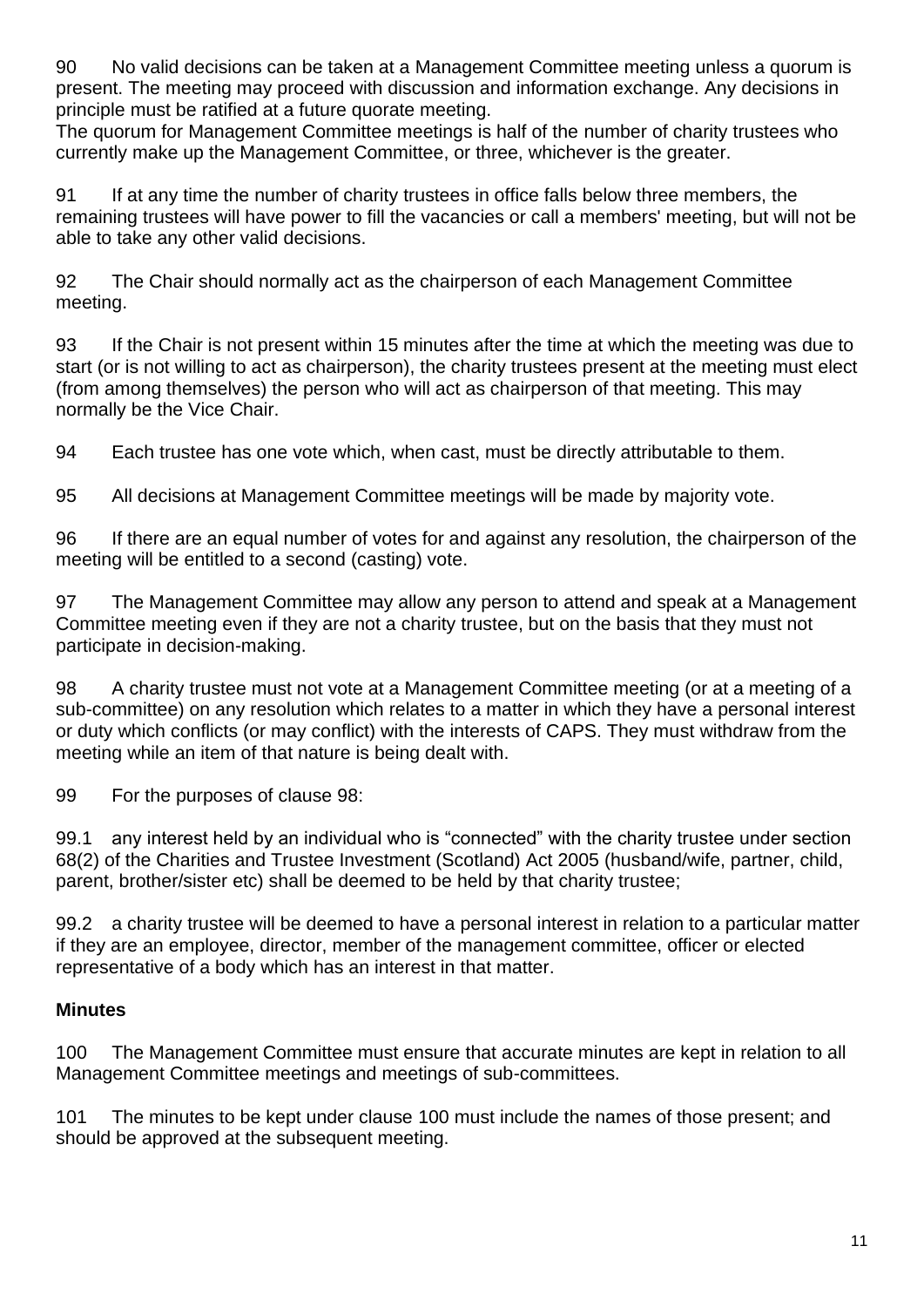90 No valid decisions can be taken at a Management Committee meeting unless a quorum is present. The meeting may proceed with discussion and information exchange. Any decisions in principle must be ratified at a future quorate meeting.
The quorum for Management Committee meetings is half of the number of charity trustees who currently make up the Management Committee, or three, whichever is the greater.

91 If at any time the number of charity trustees in office falls below three members, the remaining trustees will have power to fill the vacancies or call a members' meeting, but will not be able to take any other valid decisions.

92 The Chair should normally act as the chairperson of each Management Committee meeting.

93 If the Chair is not present within 15 minutes after the time at which the meeting was due to start (or is not willing to act as chairperson), the charity trustees present at the meeting must elect (from among themselves) the person who will act as chairperson of that meeting. This may normally be the Vice Chair.

94 Each trustee has one vote which, when cast, must be directly attributable to them.

95 All decisions at Management Committee meetings will be made by majority vote.

96 If there are an equal number of votes for and against any resolution, the chairperson of the meeting will be entitled to a second (casting) vote.

97 The Management Committee may allow any person to attend and speak at a Management Committee meeting even if they are not a charity trustee, but on the basis that they must not participate in decision-making.

98 A charity trustee must not vote at a Management Committee meeting (or at a meeting of a sub-committee) on any resolution which relates to a matter in which they have a personal interest or duty which conflicts (or may conflict) with the interests of CAPS. They must withdraw from the meeting while an item of that nature is being dealt with.

99 For the purposes of clause 98:

99.1 any interest held by an individual who is "connected" with the charity trustee under section 68(2) of the Charities and Trustee Investment (Scotland) Act 2005 (husband/wife, partner, child, parent, brother/sister etc) shall be deemed to be held by that charity trustee;

99.2 a charity trustee will be deemed to have a personal interest in relation to a particular matter if they are an employee, director, member of the management committee, officer or elected representative of a body which has an interest in that matter.

**Minutes**

100 The Management Committee must ensure that accurate minutes are kept in relation to all Management Committee meetings and meetings of sub-committees.

101 The minutes to be kept under clause 100 must include the names of those present; and should be approved at the subsequent meeting.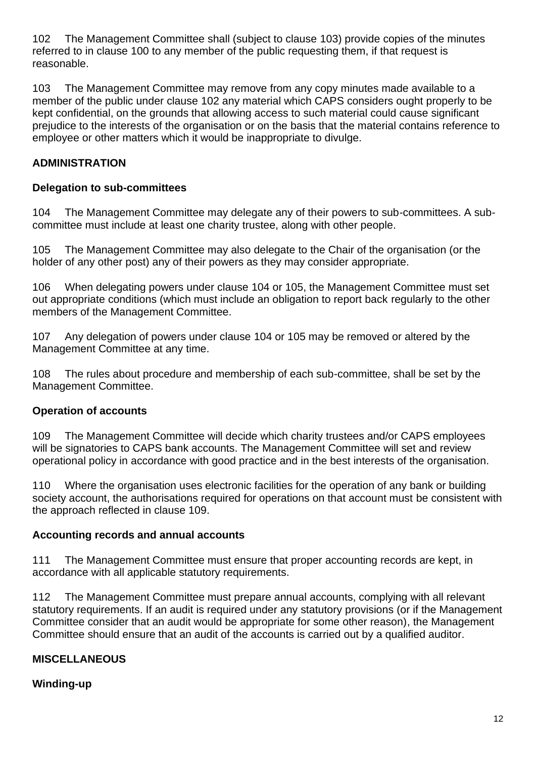102 The Management Committee shall (subject to clause 103) provide copies of the minutes referred to in clause 100 to any member of the public requesting them, if that request is reasonable.

103 The Management Committee may remove from any copy minutes made available to a member of the public under clause 102 any material which CAPS considers ought properly to be kept confidential, on the grounds that allowing access to such material could cause significant prejudice to the interests of the organisation or on the basis that the material contains reference to employee or other matters which it would be inappropriate to divulge.

## ADMINISTRATION

### Delegation to sub-committees

104 The Management Committee may delegate any of their powers to sub-committees. A sub-committee must include at least one charity trustee, along with other people.

105 The Management Committee may also delegate to the Chair of the organisation (or the holder of any other post) any of their powers as they may consider appropriate.

106 When delegating powers under clause 104 or 105, the Management Committee must set out appropriate conditions (which must include an obligation to report back regularly to the other members of the Management Committee.

107 Any delegation of powers under clause 104 or 105 may be removed or altered by the Management Committee at any time.

108 The rules about procedure and membership of each sub-committee, shall be set by the Management Committee.

### Operation of accounts

109 The Management Committee will decide which charity trustees and/or CAPS employees will be signatories to CAPS bank accounts. The Management Committee will set and review operational policy in accordance with good practice and in the best interests of the organisation.

110 Where the organisation uses electronic facilities for the operation of any bank or building society account, the authorisations required for operations on that account must be consistent with the approach reflected in clause 109.

### Accounting records and annual accounts

111 The Management Committee must ensure that proper accounting records are kept, in accordance with all applicable statutory requirements.

112 The Management Committee must prepare annual accounts, complying with all relevant statutory requirements. If an audit is required under any statutory provisions (or if the Management Committee consider that an audit would be appropriate for some other reason), the Management Committee should ensure that an audit of the accounts is carried out by a qualified auditor.

## MISCELLANEOUS

### Winding-up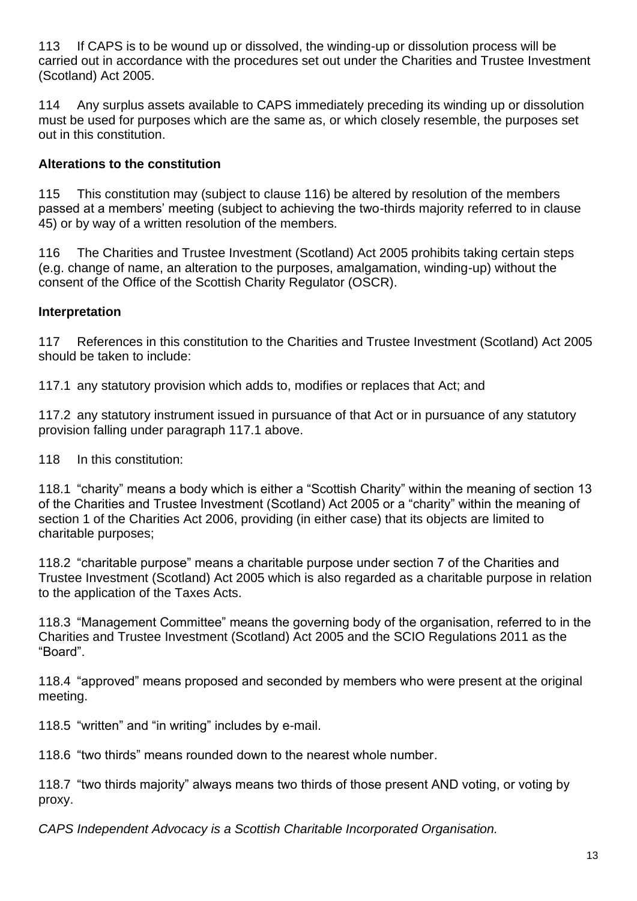113 If CAPS is to be wound up or dissolved, the winding-up or dissolution process will be carried out in accordance with the procedures set out under the Charities and Trustee Investment (Scotland) Act 2005.

114 Any surplus assets available to CAPS immediately preceding its winding up or dissolution must be used for purposes which are the same as, or which closely resemble, the purposes set out in this constitution.

**Alterations to the constitution**

115 This constitution may (subject to clause 116) be altered by resolution of the members passed at a members' meeting (subject to achieving the two-thirds majority referred to in clause 45) or by way of a written resolution of the members.

116 The Charities and Trustee Investment (Scotland) Act 2005 prohibits taking certain steps (e.g. change of name, an alteration to the purposes, amalgamation, winding-up) without the consent of the Office of the Scottish Charity Regulator (OSCR).

**Interpretation**

117 References in this constitution to the Charities and Trustee Investment (Scotland) Act 2005 should be taken to include:

117.1 any statutory provision which adds to, modifies or replaces that Act; and

117.2 any statutory instrument issued in pursuance of that Act or in pursuance of any statutory provision falling under paragraph 117.1 above.

118 In this constitution:

118.1 "charity" means a body which is either a "Scottish Charity" within the meaning of section 13 of the Charities and Trustee Investment (Scotland) Act 2005 or a "charity" within the meaning of section 1 of the Charities Act 2006, providing (in either case) that its objects are limited to charitable purposes;

118.2 "charitable purpose" means a charitable purpose under section 7 of the Charities and Trustee Investment (Scotland) Act 2005 which is also regarded as a charitable purpose in relation to the application of the Taxes Acts.

118.3 "Management Committee" means the governing body of the organisation, referred to in the Charities and Trustee Investment (Scotland) Act 2005 and the SCIO Regulations 2011 as the "Board".

118.4 "approved" means proposed and seconded by members who were present at the original meeting.

118.5 "written" and "in writing" includes by e-mail.

118.6 "two thirds" means rounded down to the nearest whole number.

118.7 "two thirds majority" always means two thirds of those present AND voting, or voting by proxy.

*CAPS Independent Advocacy is a Scottish Charitable Incorporated Organisation.*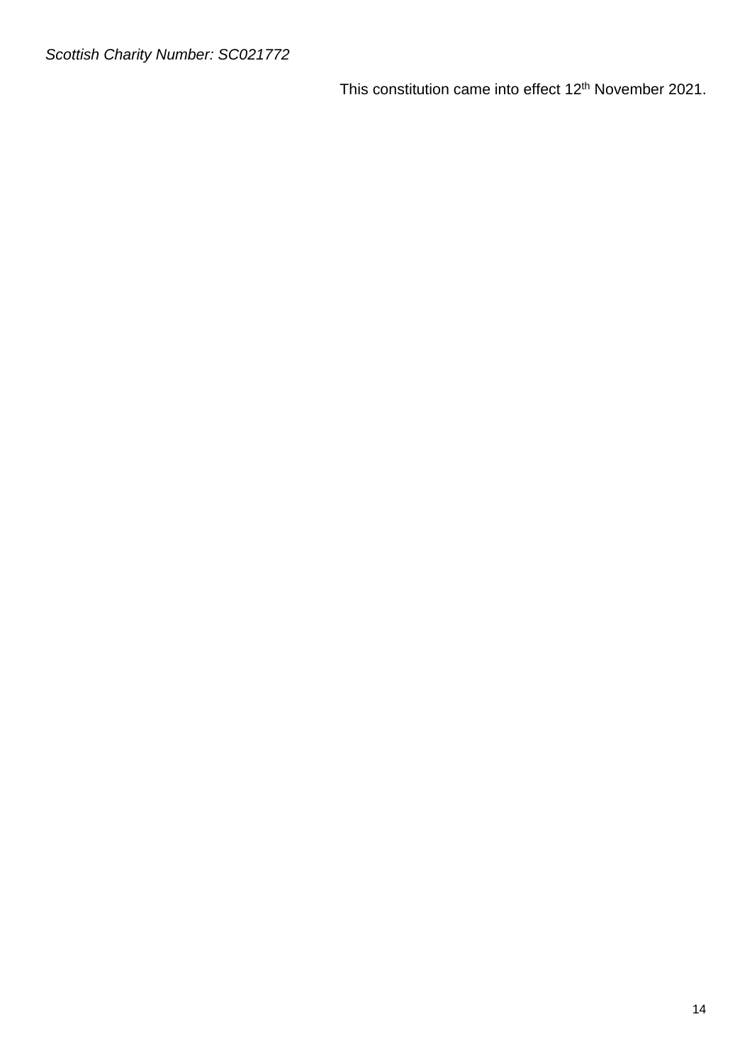*Scottish Charity Number: SC021772*

This constitution came into effect 12th November 2021.